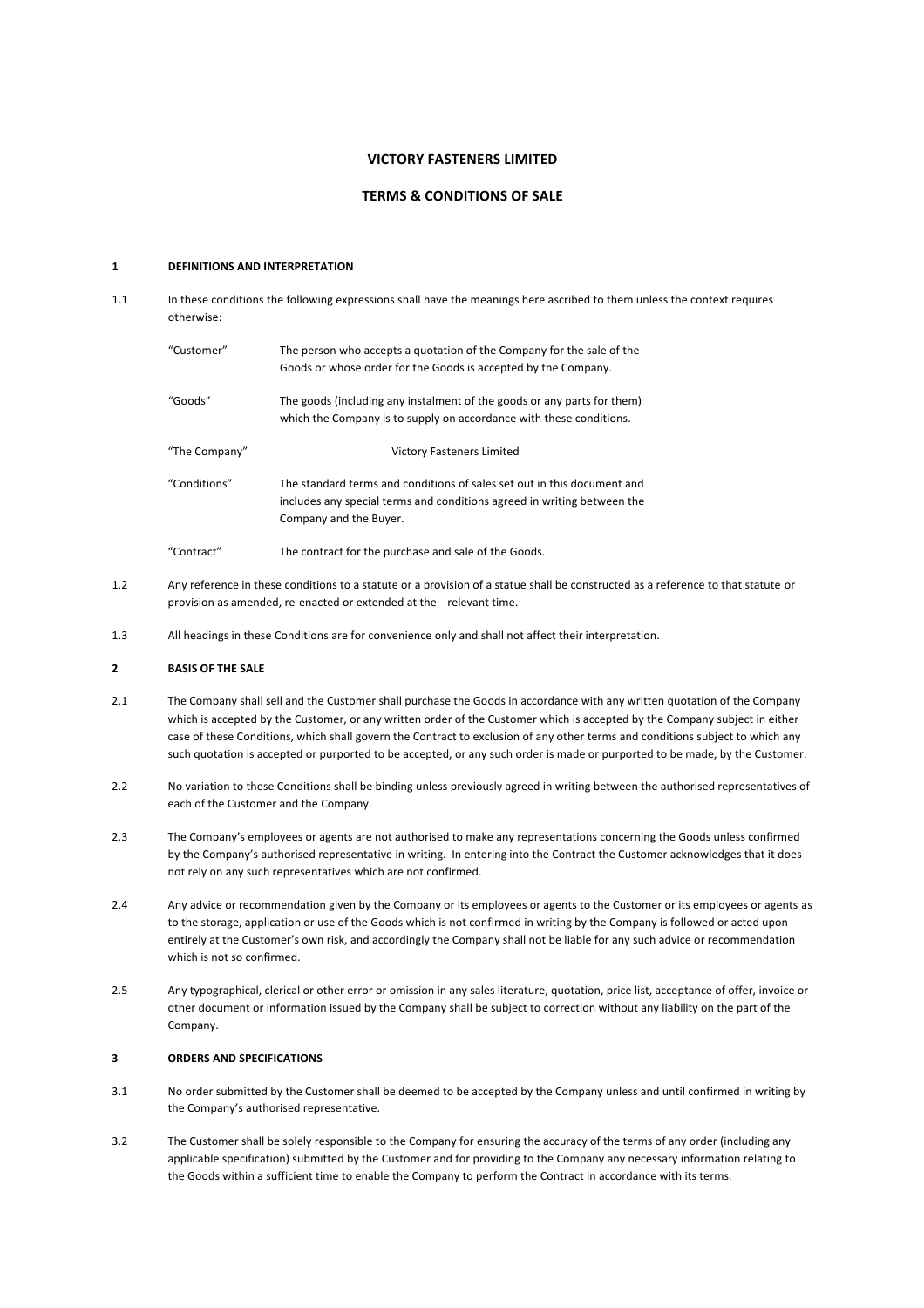# VICTORY FASTENERS LIMITED

## TERMS & CONDITIONS OF SALE

### 1 DEFINITIONS AND INTERPRETATION

1.1 In these conditions the following expressions shall have the meanings here ascribed to them unless the context requires otherwise:

| | |
|---|---|
| "Customer" | The person who accepts a quotation of the Company for the sale of the Goods or whose order for the Goods is accepted by the Company. |
| "Goods" | The goods (including any instalment of the goods or any parts for them) which the Company is to supply on accordance with these conditions. |
| "The Company" | Victory Fasteners Limited |
| "Conditions" | The standard terms and conditions of sales set out in this document and includes any special terms and conditions agreed in writing between the Company and the Buyer. |
| "Contract" | The contract for the purchase and sale of the Goods. |

1.2 Any reference in these conditions to a statute or a provision of a statue shall be constructed as a reference to that statute or provision as amended, re-enacted or extended at the relevant time.

1.3 All headings in these Conditions are for convenience only and shall not affect their interpretation.

### 2 BASIS OF THE SALE

2.1 The Company shall sell and the Customer shall purchase the Goods in accordance with any written quotation of the Company which is accepted by the Customer, or any written order of the Customer which is accepted by the Company subject in either case of these Conditions, which shall govern the Contract to exclusion of any other terms and conditions subject to which any such quotation is accepted or purported to be accepted, or any such order is made or purported to be made, by the Customer.

2.2 No variation to these Conditions shall be binding unless previously agreed in writing between the authorised representatives of each of the Customer and the Company.

2.3 The Company's employees or agents are not authorised to make any representations concerning the Goods unless confirmed by the Company's authorised representative in writing. In entering into the Contract the Customer acknowledges that it does not rely on any such representatives which are not confirmed.

2.4 Any advice or recommendation given by the Company or its employees or agents to the Customer or its employees or agents as to the storage, application or use of the Goods which is not confirmed in writing by the Company is followed or acted upon entirely at the Customer's own risk, and accordingly the Company shall not be liable for any such advice or recommendation which is not so confirmed.

2.5 Any typographical, clerical or other error or omission in any sales literature, quotation, price list, acceptance of offer, invoice or other document or information issued by the Company shall be subject to correction without any liability on the part of the Company.

### 3 ORDERS AND SPECIFICATIONS

3.1 No order submitted by the Customer shall be deemed to be accepted by the Company unless and until confirmed in writing by the Company's authorised representative.

3.2 The Customer shall be solely responsible to the Company for ensuring the accuracy of the terms of any order (including any applicable specification) submitted by the Customer and for providing to the Company any necessary information relating to the Goods within a sufficient time to enable the Company to perform the Contract in accordance with its terms.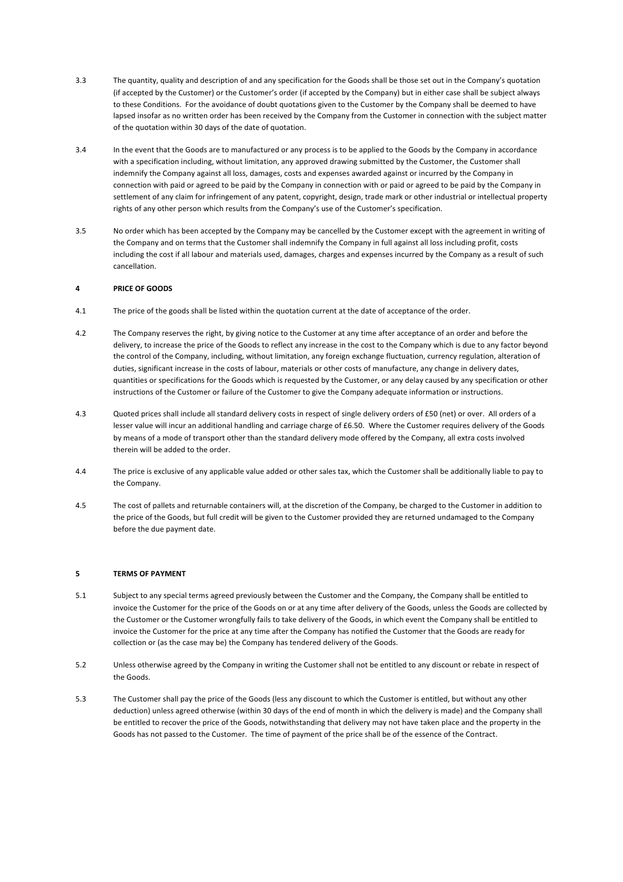3.3 The quantity, quality and description of and any specification for the Goods shall be those set out in the Company's quotation (if accepted by the Customer) or the Customer's order (if accepted by the Company) but in either case shall be subject always to these Conditions. For the avoidance of doubt quotations given to the Customer by the Company shall be deemed to have lapsed insofar as no written order has been received by the Company from the Customer in connection with the subject matter of the quotation within 30 days of the date of quotation.

3.4 In the event that the Goods are to manufactured or any process is to be applied to the Goods by the Company in accordance with a specification including, without limitation, any approved drawing submitted by the Customer, the Customer shall indemnify the Company against all loss, damages, costs and expenses awarded against or incurred by the Company in connection with paid or agreed to be paid by the Company in connection with or paid or agreed to be paid by the Company in settlement of any claim for infringement of any patent, copyright, design, trade mark or other industrial or intellectual property rights of any other person which results from the Company's use of the Customer's specification.

3.5 No order which has been accepted by the Company may be cancelled by the Customer except with the agreement in writing of the Company and on terms that the Customer shall indemnify the Company in full against all loss including profit, costs including the cost if all labour and materials used, damages, charges and expenses incurred by the Company as a result of such cancellation.

## 4 PRICE OF GOODS

4.1 The price of the goods shall be listed within the quotation current at the date of acceptance of the order.

4.2 The Company reserves the right, by giving notice to the Customer at any time after acceptance of an order and before the delivery, to increase the price of the Goods to reflect any increase in the cost to the Company which is due to any factor beyond the control of the Company, including, without limitation, any foreign exchange fluctuation, currency regulation, alteration of duties, significant increase in the costs of labour, materials or other costs of manufacture, any change in delivery dates, quantities or specifications for the Goods which is requested by the Customer, or any delay caused by any specification or other instructions of the Customer or failure of the Customer to give the Company adequate information or instructions.

4.3 Quoted prices shall include all standard delivery costs in respect of single delivery orders of £50 (net) or over. All orders of a lesser value will incur an additional handling and carriage charge of £6.50. Where the Customer requires delivery of the Goods by means of a mode of transport other than the standard delivery mode offered by the Company, all extra costs involved therein will be added to the order.

4.4 The price is exclusive of any applicable value added or other sales tax, which the Customer shall be additionally liable to pay to the Company.

4.5 The cost of pallets and returnable containers will, at the discretion of the Company, be charged to the Customer in addition to the price of the Goods, but full credit will be given to the Customer provided they are returned undamaged to the Company before the due payment date.

## 5 TERMS OF PAYMENT

5.1 Subject to any special terms agreed previously between the Customer and the Company, the Company shall be entitled to invoice the Customer for the price of the Goods on or at any time after delivery of the Goods, unless the Goods are collected by the Customer or the Customer wrongfully fails to take delivery of the Goods, in which event the Company shall be entitled to invoice the Customer for the price at any time after the Company has notified the Customer that the Goods are ready for collection or (as the case may be) the Company has tendered delivery of the Goods.

5.2 Unless otherwise agreed by the Company in writing the Customer shall not be entitled to any discount or rebate in respect of the Goods.

5.3 The Customer shall pay the price of the Goods (less any discount to which the Customer is entitled, but without any other deduction) unless agreed otherwise (within 30 days of the end of month in which the delivery is made) and the Company shall be entitled to recover the price of the Goods, notwithstanding that delivery may not have taken place and the property in the Goods has not passed to the Customer. The time of payment of the price shall be of the essence of the Contract.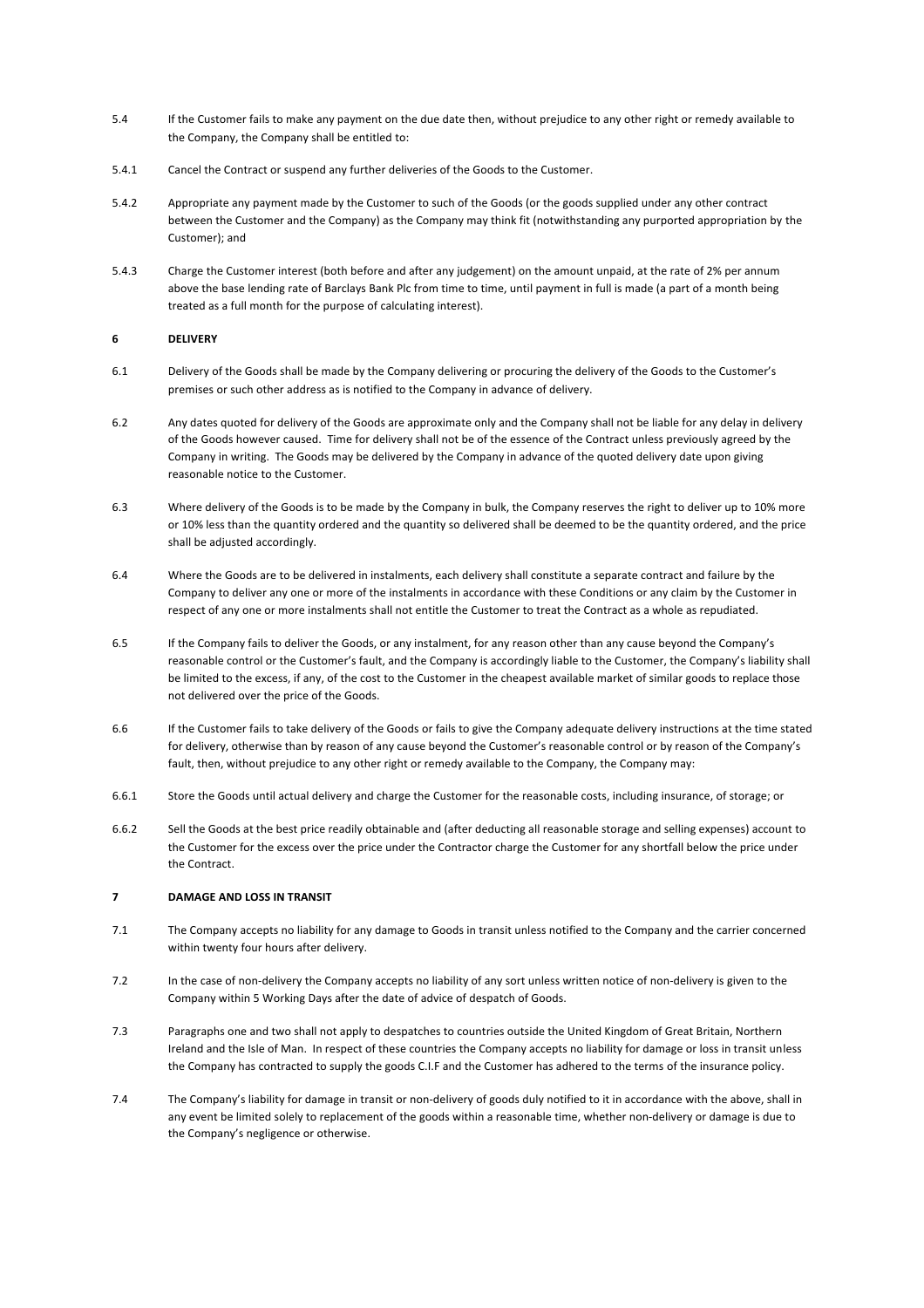5.4 If the Customer fails to make any payment on the due date then, without prejudice to any other right or remedy available to the Company, the Company shall be entitled to:

5.4.1 Cancel the Contract or suspend any further deliveries of the Goods to the Customer.

5.4.2 Appropriate any payment made by the Customer to such of the Goods (or the goods supplied under any other contract between the Customer and the Company) as the Company may think fit (notwithstanding any purported appropriation by the Customer); and

5.4.3 Charge the Customer interest (both before and after any judgement) on the amount unpaid, at the rate of 2% per annum above the base lending rate of Barclays Bank Plc from time to time, until payment in full is made (a part of a month being treated as a full month for the purpose of calculating interest).

## 6 DELIVERY

6.1 Delivery of the Goods shall be made by the Company delivering or procuring the delivery of the Goods to the Customer's premises or such other address as is notified to the Company in advance of delivery.

6.2 Any dates quoted for delivery of the Goods are approximate only and the Company shall not be liable for any delay in delivery of the Goods however caused. Time for delivery shall not be of the essence of the Contract unless previously agreed by the Company in writing. The Goods may be delivered by the Company in advance of the quoted delivery date upon giving reasonable notice to the Customer.

6.3 Where delivery of the Goods is to be made by the Company in bulk, the Company reserves the right to deliver up to 10% more or 10% less than the quantity ordered and the quantity so delivered shall be deemed to be the quantity ordered, and the price shall be adjusted accordingly.

6.4 Where the Goods are to be delivered in instalments, each delivery shall constitute a separate contract and failure by the Company to deliver any one or more of the instalments in accordance with these Conditions or any claim by the Customer in respect of any one or more instalments shall not entitle the Customer to treat the Contract as a whole as repudiated.

6.5 If the Company fails to deliver the Goods, or any instalment, for any reason other than any cause beyond the Company's reasonable control or the Customer's fault, and the Company is accordingly liable to the Customer, the Company's liability shall be limited to the excess, if any, of the cost to the Customer in the cheapest available market of similar goods to replace those not delivered over the price of the Goods.

6.6 If the Customer fails to take delivery of the Goods or fails to give the Company adequate delivery instructions at the time stated for delivery, otherwise than by reason of any cause beyond the Customer's reasonable control or by reason of the Company's fault, then, without prejudice to any other right or remedy available to the Company, the Company may:

6.6.1 Store the Goods until actual delivery and charge the Customer for the reasonable costs, including insurance, of storage; or

6.6.2 Sell the Goods at the best price readily obtainable and (after deducting all reasonable storage and selling expenses) account to the Customer for the excess over the price under the Contractor charge the Customer for any shortfall below the price under the Contract.

## 7 DAMAGE AND LOSS IN TRANSIT

7.1 The Company accepts no liability for any damage to Goods in transit unless notified to the Company and the carrier concerned within twenty four hours after delivery.

7.2 In the case of non-delivery the Company accepts no liability of any sort unless written notice of non-delivery is given to the Company within 5 Working Days after the date of advice of despatch of Goods.

7.3 Paragraphs one and two shall not apply to despatches to countries outside the United Kingdom of Great Britain, Northern Ireland and the Isle of Man. In respect of these countries the Company accepts no liability for damage or loss in transit unless the Company has contracted to supply the goods C.I.F and the Customer has adhered to the terms of the insurance policy.

7.4 The Company's liability for damage in transit or non-delivery of goods duly notified to it in accordance with the above, shall in any event be limited solely to replacement of the goods within a reasonable time, whether non-delivery or damage is due to the Company's negligence or otherwise.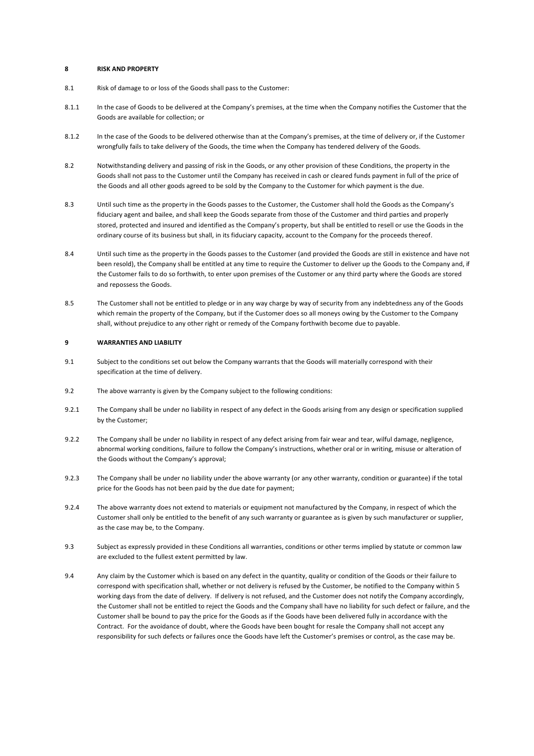## 8 RISK AND PROPERTY

8.1 Risk of damage to or loss of the Goods shall pass to the Customer:

8.1.1 In the case of Goods to be delivered at the Company's premises, at the time when the Company notifies the Customer that the Goods are available for collection; or

8.1.2 In the case of the Goods to be delivered otherwise than at the Company's premises, at the time of delivery or, if the Customer wrongfully fails to take delivery of the Goods, the time when the Company has tendered delivery of the Goods.

8.2 Notwithstanding delivery and passing of risk in the Goods, or any other provision of these Conditions, the property in the Goods shall not pass to the Customer until the Company has received in cash or cleared funds payment in full of the price of the Goods and all other goods agreed to be sold by the Company to the Customer for which payment is the due.

8.3 Until such time as the property in the Goods passes to the Customer, the Customer shall hold the Goods as the Company's fiduciary agent and bailee, and shall keep the Goods separate from those of the Customer and third parties and properly stored, protected and insured and identified as the Company's property, but shall be entitled to resell or use the Goods in the ordinary course of its business but shall, in its fiduciary capacity, account to the Company for the proceeds thereof.

8.4 Until such time as the property in the Goods passes to the Customer (and provided the Goods are still in existence and have not been resold), the Company shall be entitled at any time to require the Customer to deliver up the Goods to the Company and, if the Customer fails to do so forthwith, to enter upon premises of the Customer or any third party where the Goods are stored and repossess the Goods.

8.5 The Customer shall not be entitled to pledge or in any way charge by way of security from any indebtedness any of the Goods which remain the property of the Company, but if the Customer does so all moneys owing by the Customer to the Company shall, without prejudice to any other right or remedy of the Company forthwith become due to payable.

## 9 WARRANTIES AND LIABILITY

9.1 Subject to the conditions set out below the Company warrants that the Goods will materially correspond with their specification at the time of delivery.

9.2 The above warranty is given by the Company subject to the following conditions:

9.2.1 The Company shall be under no liability in respect of any defect in the Goods arising from any design or specification supplied by the Customer;

9.2.2 The Company shall be under no liability in respect of any defect arising from fair wear and tear, wilful damage, negligence, abnormal working conditions, failure to follow the Company's instructions, whether oral or in writing, misuse or alteration of the Goods without the Company's approval;

9.2.3 The Company shall be under no liability under the above warranty (or any other warranty, condition or guarantee) if the total price for the Goods has not been paid by the due date for payment;

9.2.4 The above warranty does not extend to materials or equipment not manufactured by the Company, in respect of which the Customer shall only be entitled to the benefit of any such warranty or guarantee as is given by such manufacturer or supplier, as the case may be, to the Company.

9.3 Subject as expressly provided in these Conditions all warranties, conditions or other terms implied by statute or common law are excluded to the fullest extent permitted by law.

9.4 Any claim by the Customer which is based on any defect in the quantity, quality or condition of the Goods or their failure to correspond with specification shall, whether or not delivery is refused by the Customer, be notified to the Company within 5 working days from the date of delivery. If delivery is not refused, and the Customer does not notify the Company accordingly, the Customer shall not be entitled to reject the Goods and the Company shall have no liability for such defect or failure, and the Customer shall be bound to pay the price for the Goods as if the Goods have been delivered fully in accordance with the Contract. For the avoidance of doubt, where the Goods have been bought for resale the Company shall not accept any responsibility for such defects or failures once the Goods have left the Customer's premises or control, as the case may be.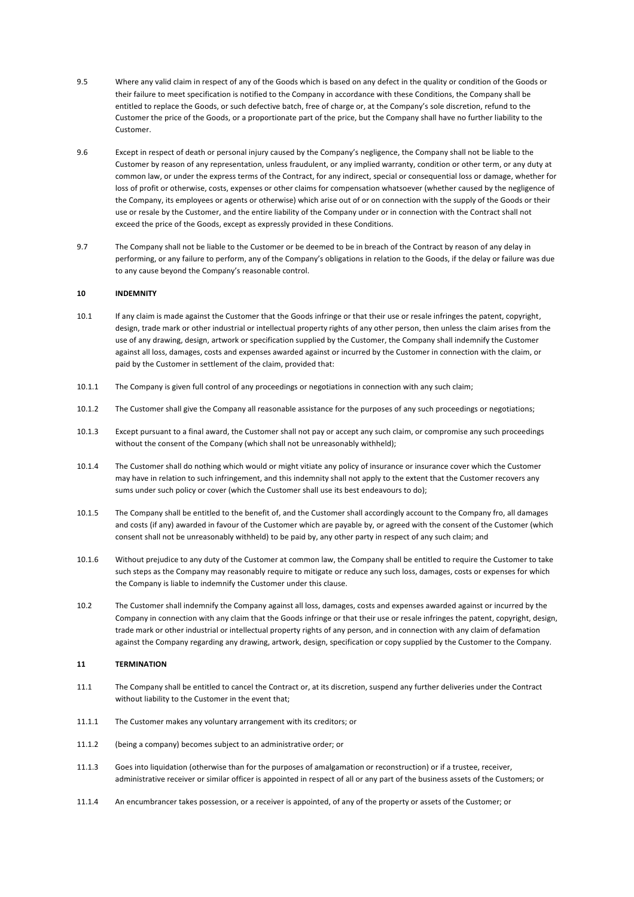9.5 Where any valid claim in respect of any of the Goods which is based on any defect in the quality or condition of the Goods or their failure to meet specification is notified to the Company in accordance with these Conditions, the Company shall be entitled to replace the Goods, or such defective batch, free of charge or, at the Company's sole discretion, refund to the Customer the price of the Goods, or a proportionate part of the price, but the Company shall have no further liability to the Customer.

9.6 Except in respect of death or personal injury caused by the Company's negligence, the Company shall not be liable to the Customer by reason of any representation, unless fraudulent, or any implied warranty, condition or other term, or any duty at common law, or under the express terms of the Contract, for any indirect, special or consequential loss or damage, whether for loss of profit or otherwise, costs, expenses or other claims for compensation whatsoever (whether caused by the negligence of the Company, its employees or agents or otherwise) which arise out of or on connection with the supply of the Goods or their use or resale by the Customer, and the entire liability of the Company under or in connection with the Contract shall not exceed the price of the Goods, except as expressly provided in these Conditions.

9.7 The Company shall not be liable to the Customer or be deemed to be in breach of the Contract by reason of any delay in performing, or any failure to perform, any of the Company's obligations in relation to the Goods, if the delay or failure was due to any cause beyond the Company's reasonable control.

## 10 INDEMNITY

10.1 If any claim is made against the Customer that the Goods infringe or that their use or resale infringes the patent, copyright, design, trade mark or other industrial or intellectual property rights of any other person, then unless the claim arises from the use of any drawing, design, artwork or specification supplied by the Customer, the Company shall indemnify the Customer against all loss, damages, costs and expenses awarded against or incurred by the Customer in connection with the claim, or paid by the Customer in settlement of the claim, provided that:

10.1.1 The Company is given full control of any proceedings or negotiations in connection with any such claim;

10.1.2 The Customer shall give the Company all reasonable assistance for the purposes of any such proceedings or negotiations;

10.1.3 Except pursuant to a final award, the Customer shall not pay or accept any such claim, or compromise any such proceedings without the consent of the Company (which shall not be unreasonably withheld);

10.1.4 The Customer shall do nothing which would or might vitiate any policy of insurance or insurance cover which the Customer may have in relation to such infringement, and this indemnity shall not apply to the extent that the Customer recovers any sums under such policy or cover (which the Customer shall use its best endeavours to do);

10.1.5 The Company shall be entitled to the benefit of, and the Customer shall accordingly account to the Company fro, all damages and costs (if any) awarded in favour of the Customer which are payable by, or agreed with the consent of the Customer (which consent shall not be unreasonably withheld) to be paid by, any other party in respect of any such claim; and

10.1.6 Without prejudice to any duty of the Customer at common law, the Company shall be entitled to require the Customer to take such steps as the Company may reasonably require to mitigate or reduce any such loss, damages, costs or expenses for which the Company is liable to indemnify the Customer under this clause.

10.2 The Customer shall indemnify the Company against all loss, damages, costs and expenses awarded against or incurred by the Company in connection with any claim that the Goods infringe or that their use or resale infringes the patent, copyright, design, trade mark or other industrial or intellectual property rights of any person, and in connection with any claim of defamation against the Company regarding any drawing, artwork, design, specification or copy supplied by the Customer to the Company.

## 11 TERMINATION

11.1 The Company shall be entitled to cancel the Contract or, at its discretion, suspend any further deliveries under the Contract without liability to the Customer in the event that;

11.1.1 The Customer makes any voluntary arrangement with its creditors; or

11.1.2 (being a company) becomes subject to an administrative order; or

11.1.3 Goes into liquidation (otherwise than for the purposes of amalgamation or reconstruction) or if a trustee, receiver, administrative receiver or similar officer is appointed in respect of all or any part of the business assets of the Customers; or

11.1.4 An encumbrancer takes possession, or a receiver is appointed, of any of the property or assets of the Customer; or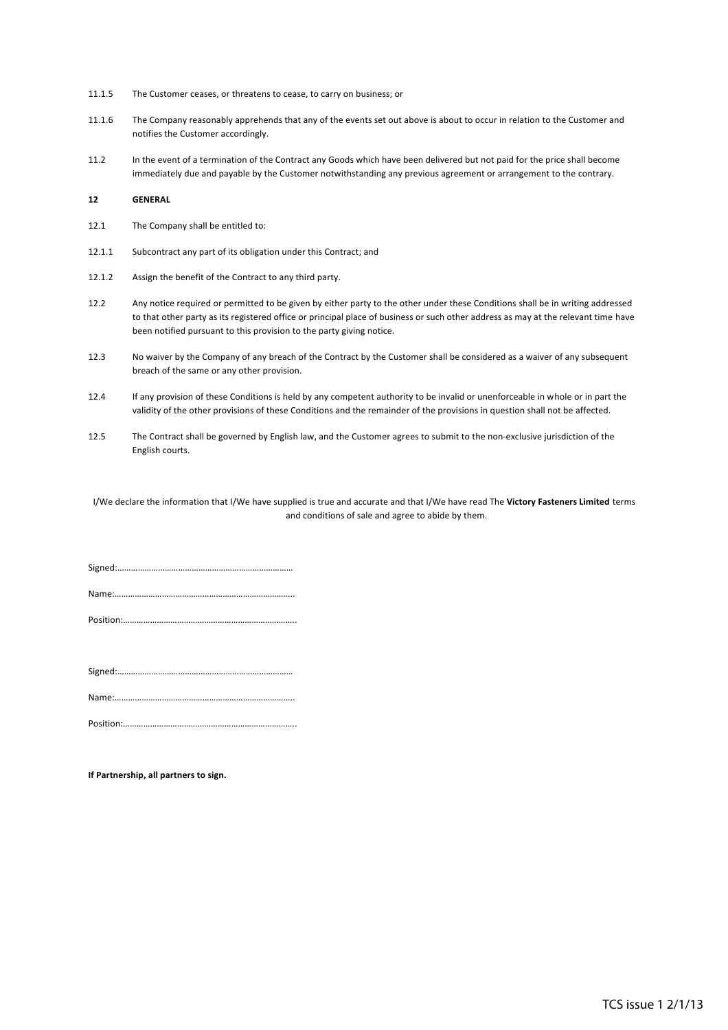11.1.5 The Customer ceases, or threatens to cease, to carry on business; or

11.1.6 The Company reasonably apprehends that any of the events set out above is about to occur in relation to the Customer and notifies the Customer accordingly.

11.2 In the event of a termination of the Contract any Goods which have been delivered but not paid for the price shall become immediately due and payable by the Customer notwithstanding any previous agreement or arrangement to the contrary.

**12 GENERAL**

12.1 The Company shall be entitled to:

12.1.1 Subcontract any part of its obligation under this Contract; and

12.1.2 Assign the benefit of the Contract to any third party.

12.2 Any notice required or permitted to be given by either party to the other under these Conditions shall be in writing addressed to that other party as its registered office or principal place of business or such other address as may at the relevant time have been notified pursuant to this provision to the party giving notice.

12.3 No waiver by the Company of any breach of the Contract by the Customer shall be considered as a waiver of any subsequent breach of the same or any other provision.

12.4 If any provision of these Conditions is held by any competent authority to be invalid or unenforceable in whole or in part the validity of the other provisions of these Conditions and the remainder of the provisions in question shall not be affected.

12.5 The Contract shall be governed by English law, and the Customer agrees to submit to the non-exclusive jurisdiction of the English courts.

I/We declare the information that I/We have supplied is true and accurate and that I/We have read The **Victory Fasteners Limited** terms and conditions of sale and agree to abide by them.

Signed:……………………………………………………………………

Name:……………………………………………………………………..

Position:…………………………………………………………………..

Signed:……………………………………………………………………

Name:……………………………………………………………………..

Position:…………………………………………………………………..

**If Partnership, all partners to sign.**

TCS issue 1 2/1/13